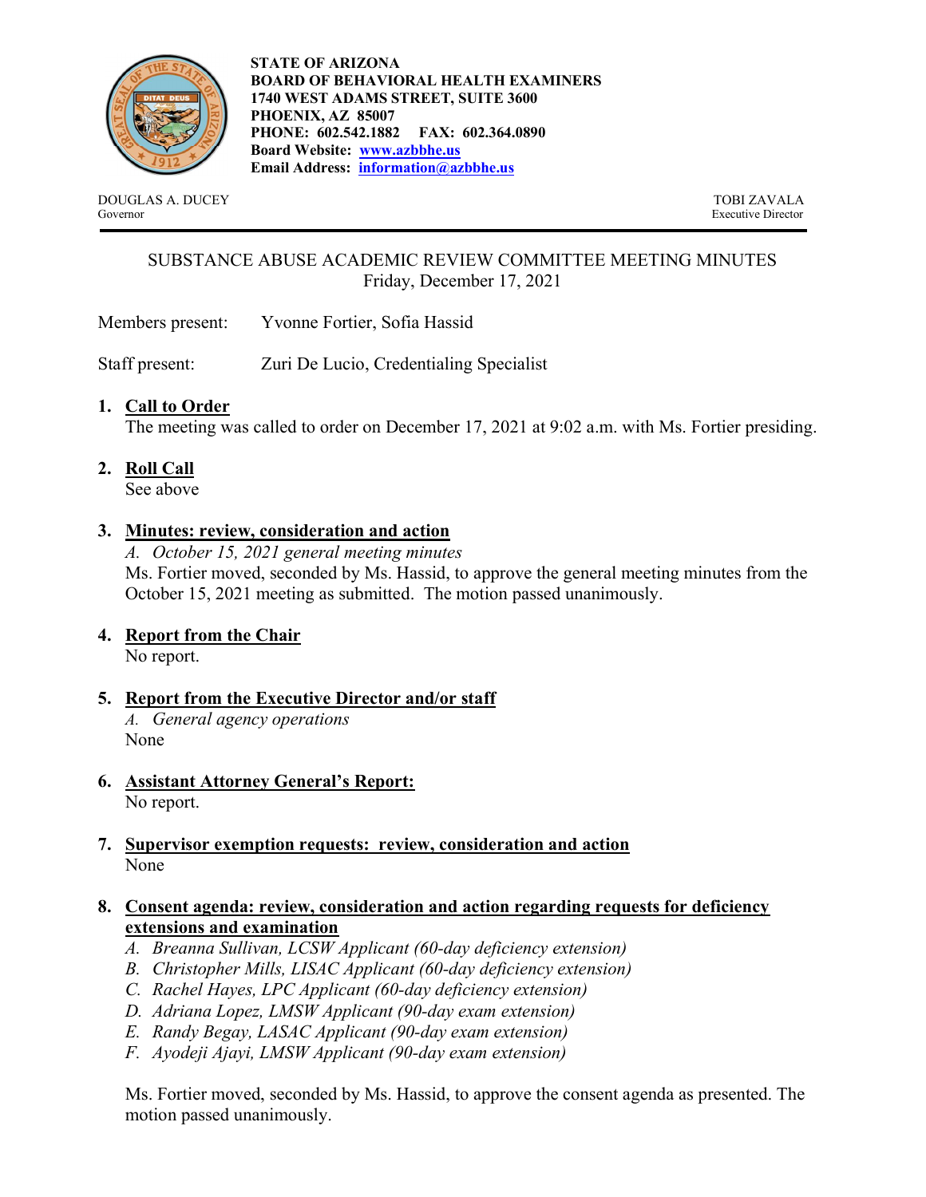**STATE OF ARIZONA**
**BOARD OF BEHAVIORAL HEALTH EXAMINERS**
**1740 WEST ADAMS STREET, SUITE 3600**
**PHOENIX, AZ 85007**
**PHONE: 602.542.1882 FAX: 602.364.0890**
**Board Website: [www.azbbhe.us](http://www.azbbhe.us)**
**Email Address: [information@azbbhe.us](mailto:information@azbbhe.us)**

DOUGLAS A. DUCEY
Governor

TOBI ZAVALA
Executive Director

---

# SUBSTANCE ABUSE ACADEMIC REVIEW COMMITTEE MEETING MINUTES

Friday, December 17, 2021

Members present: Yvonne Fortier, Sofia Hassid

Staff present: Zuri De Lucio, Credentialing Specialist

1. **Call to Order**
   The meeting was called to order on December 17, 2021 at 9:02 a.m. with Ms. Fortier presiding.

2. **Roll Call**
   See above

3. **Minutes: review, consideration and action**
   *A. October 15, 2021 general meeting minutes*
   Ms. Fortier moved, seconded by Ms. Hassid, to approve the general meeting minutes from the October 15, 2021 meeting as submitted. The motion passed unanimously.

4. **Report from the Chair**
   No report.

5. **Report from the Executive Director and/or staff**
   *A. General agency operations*
   None

6. **Assistant Attorney General's Report:**
   No report.

7. **Supervisor exemption requests: review, consideration and action**
   None

8. **Consent agenda: review, consideration and action regarding requests for deficiency extensions and examination**
   *A. Breanna Sullivan, LCSW Applicant (60-day deficiency extension)*
   *B. Christopher Mills, LISAC Applicant (60-day deficiency extension)*
   *C. Rachel Hayes, LPC Applicant (60-day deficiency extension)*
   *D. Adriana Lopez, LMSW Applicant (90-day exam extension)*
   *E. Randy Begay, LASAC Applicant (90-day exam extension)*
   *F. Ayodeji Ajayi, LMSW Applicant (90-day exam extension)*

   Ms. Fortier moved, seconded by Ms. Hassid, to approve the consent agenda as presented. The motion passed unanimously.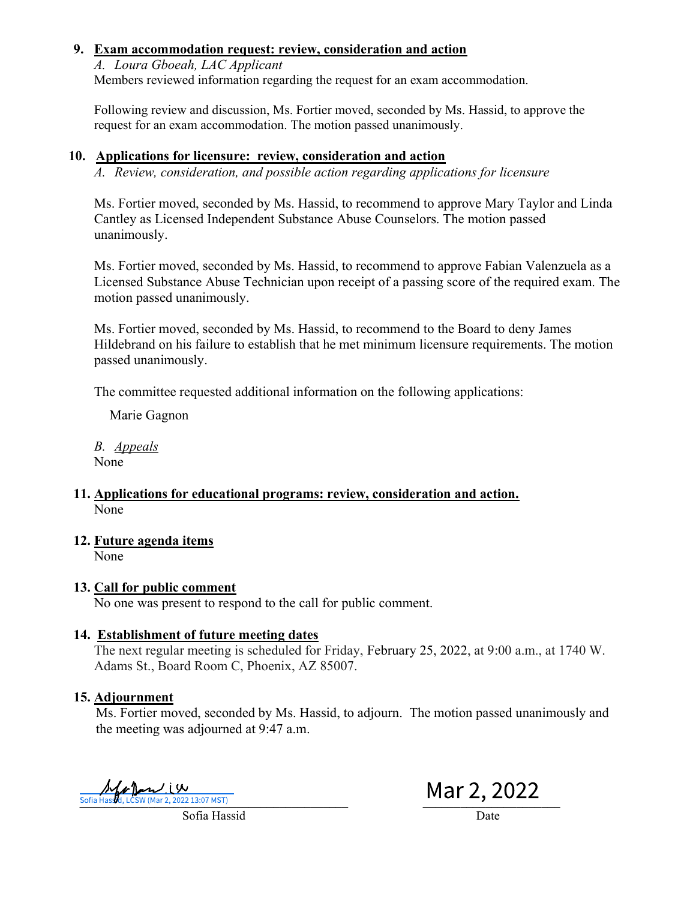9. **<u>Exam accommodation request: review, consideration and action</u>**

   *A. Loura Gboeah, LAC Applicant*

   Members reviewed information regarding the request for an exam accommodation.

   Following review and discussion, Ms. Fortier moved, seconded by Ms. Hassid, to approve the request for an exam accommodation. The motion passed unanimously.

10. **<u>Applications for licensure: review, consideration and action</u>**

    *A. Review, consideration, and possible action regarding applications for licensure*

    Ms. Fortier moved, seconded by Ms. Hassid, to recommend to approve Mary Taylor and Linda Cantley as Licensed Independent Substance Abuse Counselors. The motion passed unanimously.

    Ms. Fortier moved, seconded by Ms. Hassid, to recommend to approve Fabian Valenzuela as a Licensed Substance Abuse Technician upon receipt of a passing score of the required exam. The motion passed unanimously.

    Ms. Fortier moved, seconded by Ms. Hassid, to recommend to the Board to deny James Hildebrand on his failure to establish that he met minimum licensure requirements. The motion passed unanimously.

    The committee requested additional information on the following applications:

    Marie Gagnon

    *B. <u>Appeals</u>*

    None

11. **<u>Applications for educational programs: review, consideration and action.</u>**

    None

12. **<u>Future agenda items</u>**

    None

13. **<u>Call for public comment</u>**

    No one was present to respond to the call for public comment.

14. **<u>Establishment of future meeting dates</u>**

    The next regular meeting is scheduled for Friday, February 25, 2022, at 9:00 a.m., at 1740 W. Adams St., Board Room C, Phoenix, AZ 85007.

15. **<u>Adjournment</u>**

    Ms. Fortier moved, seconded by Ms. Hassid, to adjourn. The motion passed unanimously and the meeting was adjourned at 9:47 a.m.

Sofia Hassid, LCSW (Mar 2, 2022 13:07 MST)

Sofia Hassid

Mar 2, 2022

Date